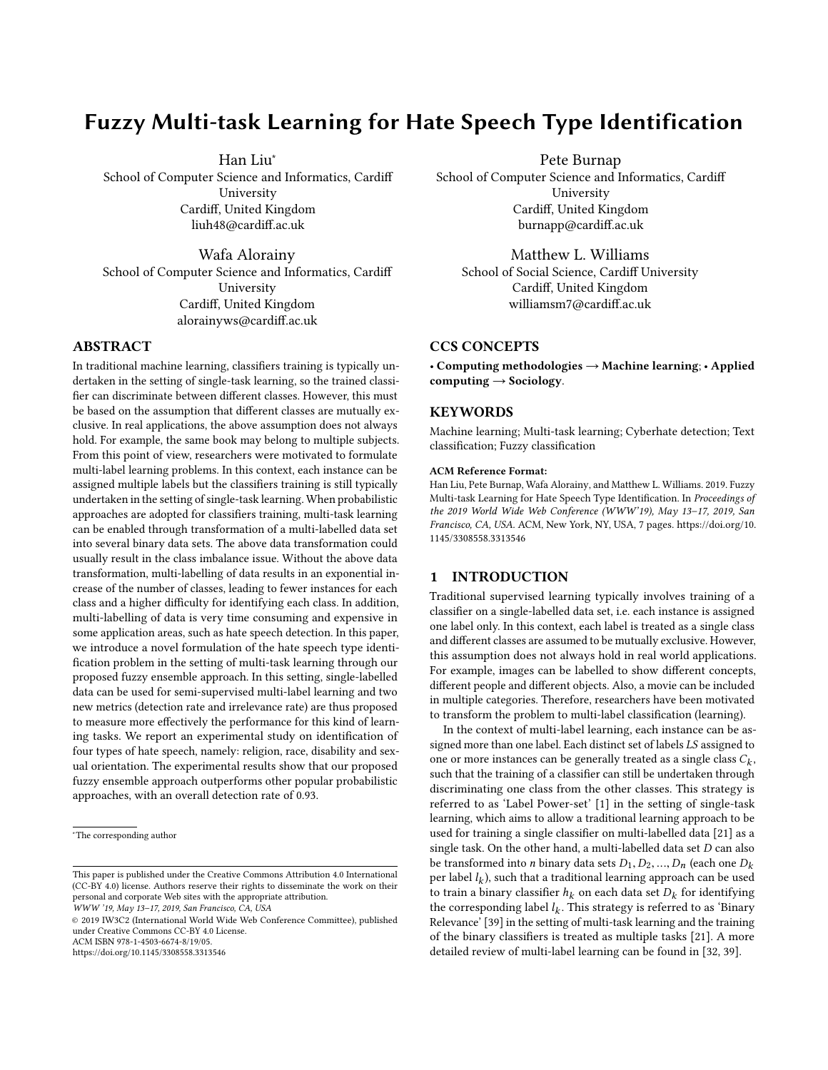# Fuzzy Multi-task Learning for Hate Speech Type Identification

Han Liu*
School of Computer Science and Informatics, Cardiff University
Cardiff, United Kingdom
liuh48@cardiff.ac.uk

Pete Burnap
School of Computer Science and Informatics, Cardiff University
Cardiff, United Kingdom
burnapp@cardiff.ac.uk

Wafa Alorainy
School of Computer Science and Informatics, Cardiff University
Cardiff, United Kingdom
alorainyws@cardiff.ac.uk

Matthew L. Williams
School of Social Science, Cardiff University
Cardiff, United Kingdom
williamsm7@cardiff.ac.uk

## ABSTRACT

In traditional machine learning, classifiers training is typically undertaken in the setting of single-task learning, so the trained classifier can discriminate between different classes. However, this must be based on the assumption that different classes are mutually exclusive. In real applications, the above assumption does not always hold. For example, the same book may belong to multiple subjects. From this point of view, researchers were motivated to formulate multi-label learning problems. In this context, each instance can be assigned multiple labels but the classifiers training is still typically undertaken in the setting of single-task learning. When probabilistic approaches are adopted for classifiers training, multi-task learning can be enabled through transformation of a multi-labelled data set into several binary data sets. The above data transformation could usually result in the class imbalance issue. Without the above data transformation, multi-labelling of data results in an exponential increase of the number of classes, leading to fewer instances for each class and a higher difficulty for identifying each class. In addition, multi-labelling of data is very time consuming and expensive in some application areas, such as hate speech detection. In this paper, we introduce a novel formulation of the hate speech type identification problem in the setting of multi-task learning through our proposed fuzzy ensemble approach. In this setting, single-labelled data can be used for semi-supervised multi-label learning and two new metrics (detection rate and irrelevance rate) are thus proposed to measure more effectively the performance for this kind of learning tasks. We report an experimental study on identification of four types of hate speech, namely: religion, race, disability and sexual orientation. The experimental results show that our proposed fuzzy ensemble approach outperforms other popular probabilistic approaches, with an overall detection rate of 0.93.

*The corresponding author

This paper is published under the Creative Commons Attribution 4.0 International (CC-BY 4.0) license. Authors reserve their rights to disseminate the work on their personal and corporate Web sites with the appropriate attribution.
*WWW '19, May 13–17, 2019, San Francisco, CA, USA*
© 2019 IW3C2 (International World Wide Web Conference Committee), published under Creative Commons CC-BY 4.0 License.
ACM ISBN 978-1-4503-6674-8/19/05.
https://doi.org/10.1145/3308558.3313546

## CCS CONCEPTS

• **Computing methodologies → Machine learning**; • **Applied computing → Sociology**.

## KEYWORDS

Machine learning; Multi-task learning; Cyberhate detection; Text classification; Fuzzy classification

**ACM Reference Format:**
Han Liu, Pete Burnap, Wafa Alorainy, and Matthew L. Williams. 2019. Fuzzy Multi-task Learning for Hate Speech Type Identification. In *Proceedings of the 2019 World Wide Web Conference (WWW'19), May 13–17, 2019, San Francisco, CA, USA.* ACM, New York, NY, USA, 7 pages. https://doi.org/10.1145/3308558.3313546

## 1 INTRODUCTION

Traditional supervised learning typically involves training of a classifier on a single-labelled data set, i.e. each instance is assigned one label only. In this context, each label is treated as a single class and different classes are assumed to be mutually exclusive. However, this assumption does not always hold in real world applications. For example, images can be labelled to show different concepts, different people and different objects. Also, a movie can be included in multiple categories. Therefore, researchers have been motivated to transform the problem to multi-label classification (learning).

In the context of multi-label learning, each instance can be assigned more than one label. Each distinct set of labels *LS* assigned to one or more instances can be generally treated as a single class $C_k$, such that the training of a classifier can still be undertaken through discriminating one class from the other classes. This strategy is referred to as 'Label Power-set' [1] in the setting of single-task learning, which aims to allow a traditional learning approach to be used for training a single classifier on multi-labelled data [21] as a single task. On the other hand, a multi-labelled data set *D* can also be transformed into *n* binary data sets $D_1, D_2, ..., D_n$ (each one $D_k$ per label $l_k$), such that a traditional learning approach can be used to train a binary classifier $h_k$ on each data set $D_k$ for identifying the corresponding label $l_k$. This strategy is referred to as 'Binary Relevance' [39] in the setting of multi-task learning and the training of the binary classifiers is treated as multiple tasks [21]. A more detailed review of multi-label learning can be found in [32, 39].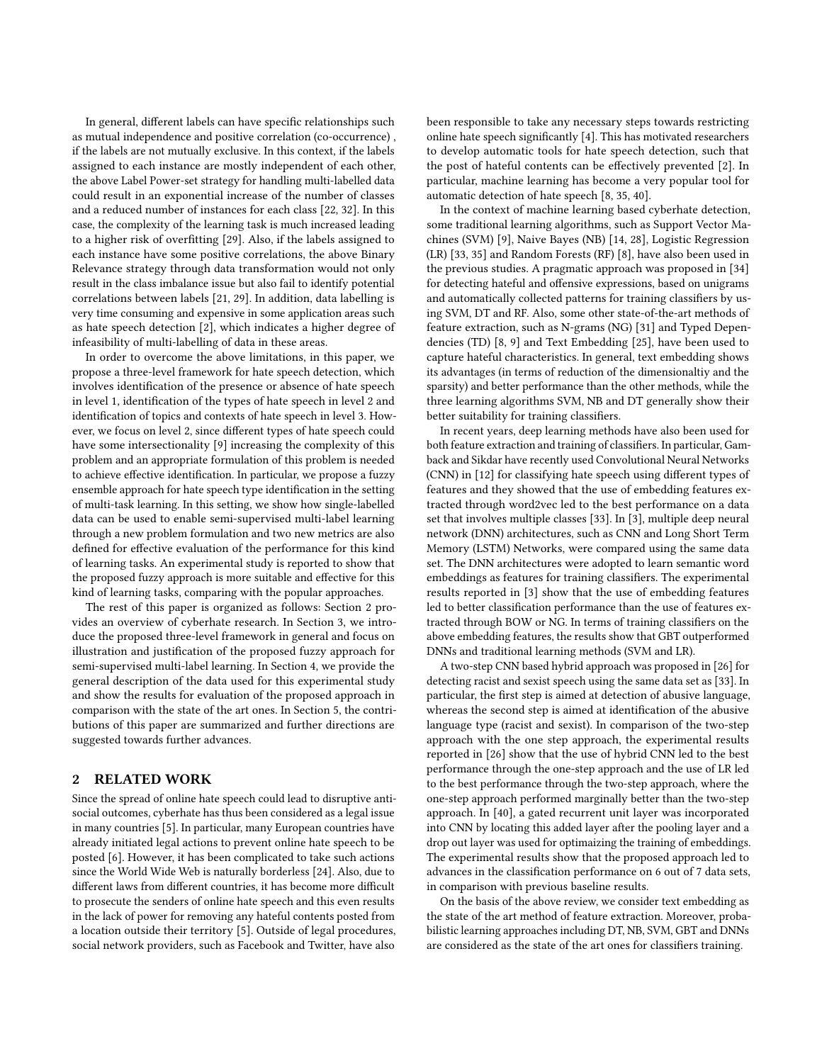In general, different labels can have specific relationships such as mutual independence and positive correlation (co-occurrence) , if the labels are not mutually exclusive. In this context, if the labels assigned to each instance are mostly independent of each other, the above Label Power-set strategy for handling multi-labelled data could result in an exponential increase of the number of classes and a reduced number of instances for each class [22, 32]. In this case, the complexity of the learning task is much increased leading to a higher risk of overfitting [29]. Also, if the labels assigned to each instance have some positive correlations, the above Binary Relevance strategy through data transformation would not only result in the class imbalance issue but also fail to identify potential correlations between labels [21, 29]. In addition, data labelling is very time consuming and expensive in some application areas such as hate speech detection [2], which indicates a higher degree of infeasibility of multi-labelling of data in these areas.

In order to overcome the above limitations, in this paper, we propose a three-level framework for hate speech detection, which involves identification of the presence or absence of hate speech in level 1, identification of the types of hate speech in level 2 and identification of topics and contexts of hate speech in level 3. However, we focus on level 2, since different types of hate speech could have some intersectionality [9] increasing the complexity of this problem and an appropriate formulation of this problem is needed to achieve effective identification. In particular, we propose a fuzzy ensemble approach for hate speech type identification in the setting of multi-task learning. In this setting, we show how single-labelled data can be used to enable semi-supervised multi-label learning through a new problem formulation and two new metrics are also defined for effective evaluation of the performance for this kind of learning tasks. An experimental study is reported to show that the proposed fuzzy approach is more suitable and effective for this kind of learning tasks, comparing with the popular approaches.

The rest of this paper is organized as follows: Section 2 provides an overview of cyberhate research. In Section 3, we introduce the proposed three-level framework in general and focus on illustration and justification of the proposed fuzzy approach for semi-supervised multi-label learning. In Section 4, we provide the general description of the data used for this experimental study and show the results for evaluation of the proposed approach in comparison with the state of the art ones. In Section 5, the contributions of this paper are summarized and further directions are suggested towards further advances.

## 2 RELATED WORK

Since the spread of online hate speech could lead to disruptive anti-social outcomes, cyberhate has thus been considered as a legal issue in many countries [5]. In particular, many European countries have already initiated legal actions to prevent online hate speech to be posted [6]. However, it has been complicated to take such actions since the World Wide Web is naturally borderless [24]. Also, due to different laws from different countries, it has become more difficult to prosecute the senders of online hate speech and this even results in the lack of power for removing any hateful contents posted from a location outside their territory [5]. Outside of legal procedures, social network providers, such as Facebook and Twitter, have also been responsible to take any necessary steps towards restricting online hate speech significantly [4]. This has motivated researchers to develop automatic tools for hate speech detection, such that the post of hateful contents can be effectively prevented [2]. In particular, machine learning has become a very popular tool for automatic detection of hate speech [8, 35, 40].

In the context of machine learning based cyberhate detection, some traditional learning algorithms, such as Support Vector Machines (SVM) [9], Naive Bayes (NB) [14, 28], Logistic Regression (LR) [33, 35] and Random Forests (RF) [8], have also been used in the previous studies. A pragmatic approach was proposed in [34] for detecting hateful and offensive expressions, based on unigrams and automatically collected patterns for training classifiers by using SVM, DT and RF. Also, some other state-of-the-art methods of feature extraction, such as N-grams (NG) [31] and Typed Dependencies (TD) [8, 9] and Text Embedding [25], have been used to capture hateful characteristics. In general, text embedding shows its advantages (in terms of reduction of the dimensionaltiy and the sparsity) and better performance than the other methods, while the three learning algorithms SVM, NB and DT generally show their better suitability for training classifiers.

In recent years, deep learning methods have also been used for both feature extraction and training of classifiers. In particular, Gamback and Sikdar have recently used Convolutional Neural Networks (CNN) in [12] for classifying hate speech using different types of features and they showed that the use of embedding features extracted through word2vec led to the best performance on a data set that involves multiple classes [33]. In [3], multiple deep neural network (DNN) architectures, such as CNN and Long Short Term Memory (LSTM) Networks, were compared using the same data set. The DNN architectures were adopted to learn semantic word embeddings as features for training classifiers. The experimental results reported in [3] show that the use of embedding features led to better classification performance than the use of features extracted through BOW or NG. In terms of training classifiers on the above embedding features, the results show that GBT outperformed DNNs and traditional learning methods (SVM and LR).

A two-step CNN based hybrid approach was proposed in [26] for detecting racist and sexist speech using the same data set as [33]. In particular, the first step is aimed at detection of abusive language, whereas the second step is aimed at identification of the abusive language type (racist and sexist). In comparison of the two-step approach with the one step approach, the experimental results reported in [26] show that the use of hybrid CNN led to the best performance through the one-step approach and the use of LR led to the best performance through the two-step approach, where the one-step approach performed marginally better than the two-step approach. In [40], a gated recurrent unit layer was incorporated into CNN by locating this added layer after the pooling layer and a drop out layer was used for optimaizing the training of embeddings. The experimental results show that the proposed approach led to advances in the classification performance on 6 out of 7 data sets, in comparison with previous baseline results.

On the basis of the above review, we consider text embedding as the state of the art method of feature extraction. Moreover, probabilistic learning approaches including DT, NB, SVM, GBT and DNNs are considered as the state of the art ones for classifiers training.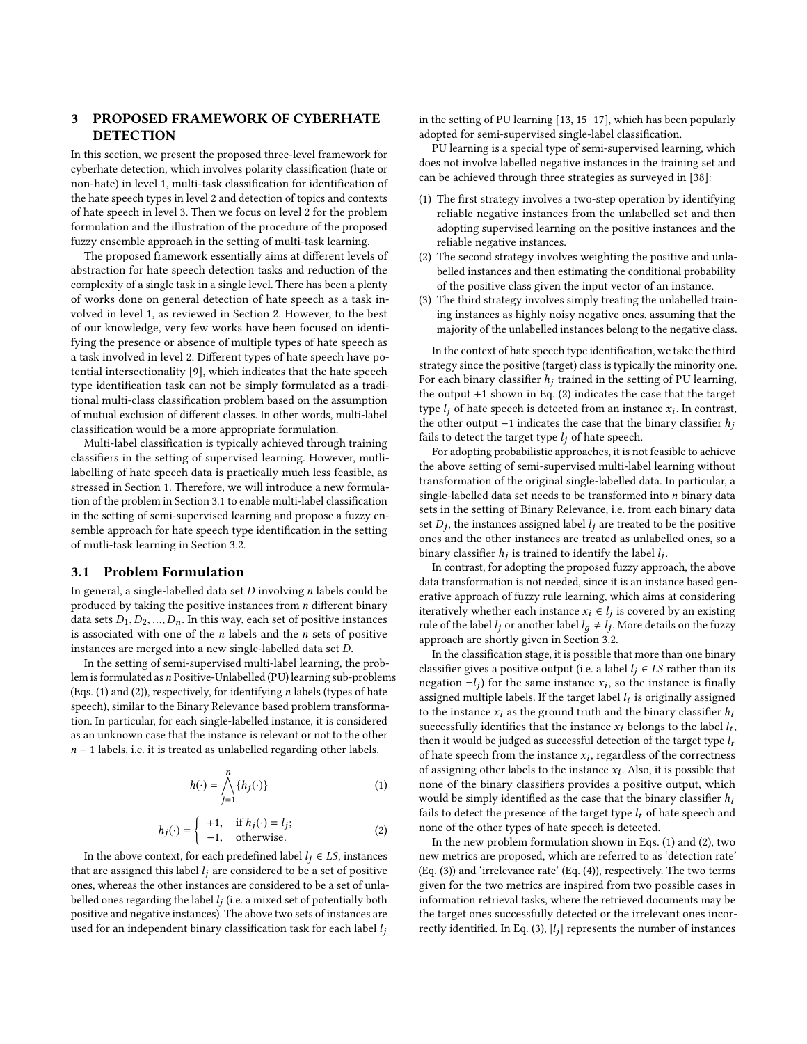## 3 PROPOSED FRAMEWORK OF CYBERHATE DETECTION

In this section, we present the proposed three-level framework for cyberhate detection, which involves polarity classification (hate or non-hate) in level 1, multi-task classification for identification of the hate speech types in level 2 and detection of topics and contexts of hate speech in level 3. Then we focus on level 2 for the problem formulation and the illustration of the procedure of the proposed fuzzy ensemble approach in the setting of multi-task learning.

The proposed framework essentially aims at different levels of abstraction for hate speech detection tasks and reduction of the complexity of a single task in a single level. There has been a plenty of works done on general detection of hate speech as a task involved in level 1, as reviewed in Section 2. However, to the best of our knowledge, very few works have been focused on identifying the presence or absence of multiple types of hate speech as a task involved in level 2. Different types of hate speech have potential intersectionality [9], which indicates that the hate speech type identification task can not be simply formulated as a traditional multi-class classification problem based on the assumption of mutual exclusion of different classes. In other words, multi-label classification would be a more appropriate formulation.

Multi-label classification is typically achieved through training classifiers in the setting of supervised learning. However, mutli-labelling of hate speech data is practically much less feasible, as stressed in Section 1. Therefore, we will introduce a new formulation of the problem in Section 3.1 to enable multi-label classification in the setting of semi-supervised learning and propose a fuzzy ensemble approach for hate speech type identification in the setting of mutli-task learning in Section 3.2.

### 3.1 Problem Formulation

In general, a single-labelled data set $D$ involving $n$ labels could be produced by taking the positive instances from $n$ different binary data sets $D_1, D_2, ..., D_n$. In this way, each set of positive instances is associated with one of the $n$ labels and the $n$ sets of positive instances are merged into a new single-labelled data set $D$.

In the setting of semi-supervised multi-label learning, the problem is formulated as $n$ Positive-Unlabelled (PU) learning sub-problems (Eqs. (1) and (2)), respectively, for identifying $n$ labels (types of hate speech), similar to the Binary Relevance based problem transformation. In particular, for each single-labelled instance, it is considered as an unknown case that the instance is relevant or not to the other $n-1$ labels, i.e. it is treated as unlabelled regarding other labels.

$$h(\cdot) = \bigwedge_{j=1}^{n} \{h_j(\cdot)\} \tag{1}$$

$$h_j(\cdot) = \begin{cases} +1, & \text{if } h_j(\cdot) = l_j; \\ -1, & \text{otherwise.} \end{cases} \tag{2}$$

In the above context, for each predefined label $l_j \in LS$, instances that are assigned this label $l_j$ are considered to be a set of positive ones, whereas the other instances are considered to be a set of unlabelled ones regarding the label $l_j$ (i.e. a mixed set of potentially both positive and negative instances). The above two sets of instances are used for an independent binary classification task for each label $l_j$ in the setting of PU learning [13, 15–17], which has been popularly adopted for semi-supervised single-label classification.

PU learning is a special type of semi-supervised learning, which does not involve labelled negative instances in the training set and can be achieved through three strategies as surveyed in [38]:

1. The first strategy involves a two-step operation by identifying reliable negative instances from the unlabelled set and then adopting supervised learning on the positive instances and the reliable negative instances.
2. The second strategy involves weighting the positive and unlabelled instances and then estimating the conditional probability of the positive class given the input vector of an instance.
3. The third strategy involves simply treating the unlabelled training instances as highly noisy negative ones, assuming that the majority of the unlabelled instances belong to the negative class.

In the context of hate speech type identification, we take the third strategy since the positive (target) class is typically the minority one. For each binary classifier $h_j$ trained in the setting of PU learning, the output +1 shown in Eq. (2) indicates the case that the target type $l_j$ of hate speech is detected from an instance $x_i$. In contrast, the other output −1 indicates the case that the binary classifier $h_j$ fails to detect the target type $l_j$ of hate speech.

For adopting probabilistic approaches, it is not feasible to achieve the above setting of semi-supervised multi-label learning without transformation of the original single-labelled data. In particular, a single-labelled data set needs to be transformed into $n$ binary data sets in the setting of Binary Relevance, i.e. from each binary data set $D_j$, the instances assigned label $l_j$ are treated to be the positive ones and the other instances are treated as unlabelled ones, so a binary classifier $h_j$ is trained to identify the label $l_j$.

In contrast, for adopting the proposed fuzzy approach, the above data transformation is not needed, since it is an instance based generative approach of fuzzy rule learning, which aims at considering iteratively whether each instance $x_i \in l_j$ is covered by an existing rule of the label $l_j$ or another label $l_g \neq l_j$. More details on the fuzzy approach are shortly given in Section 3.2.

In the classification stage, it is possible that more than one binary classifier gives a positive output (i.e. a label $l_j \in LS$ rather than its negation $\neg l_j$) for the same instance $x_i$, so the instance is finally assigned multiple labels. If the target label $l_t$ is originally assigned to the instance $x_i$ as the ground truth and the binary classifier $h_t$ successfully identifies that the instance $x_i$ belongs to the label $l_t$, then it would be judged as successful detection of the target type $l_t$ of hate speech from the instance $x_i$, regardless of the correctness of assigning other labels to the instance $x_i$. Also, it is possible that none of the binary classifiers provides a positive output, which would be simply identified as the case that the binary classifier $h_t$ fails to detect the presence of the target type $l_t$ of hate speech and none of the other types of hate speech is detected.

In the new problem formulation shown in Eqs. (1) and (2), two new metrics are proposed, which are referred to as 'detection rate' (Eq. (3)) and 'irrelevance rate' (Eq. (4)), respectively. The two terms given for the two metrics are inspired from two possible cases in information retrieval tasks, where the retrieved documents may be the target ones successfully detected or the irrelevant ones incorrectly identified. In Eq. (3), $|l_j|$ represents the number of instances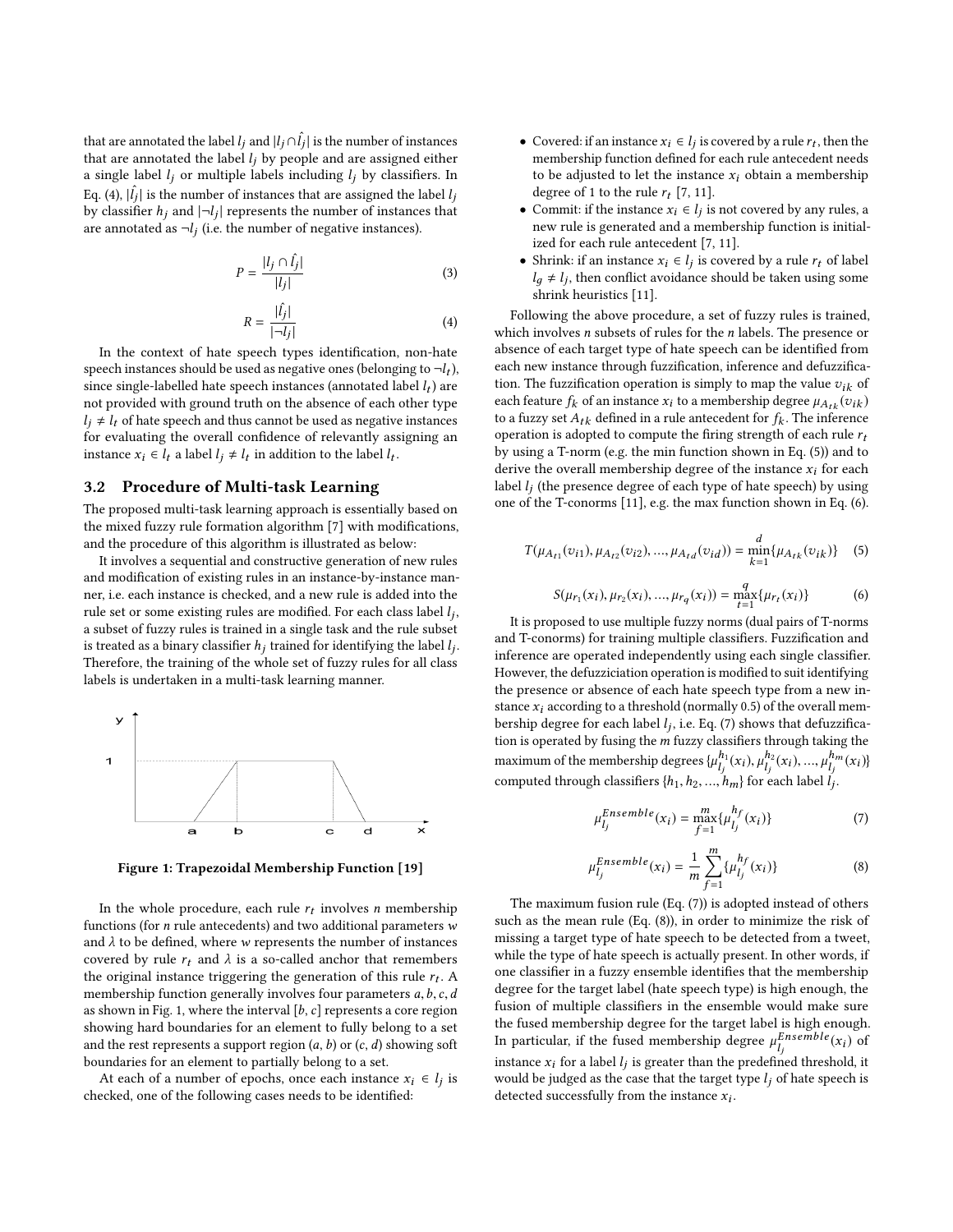that are annotated the label $l_j$ and $|l_j \cap \hat{l_j}|$ is the number of instances that are annotated the label $l_j$ by people and are assigned either a single label $l_j$ or multiple labels including $l_j$ by classifiers. In Eq. (4), $|\hat{l_j}|$ is the number of instances that are assigned the label $l_j$ by classifier $h_j$ and $|\neg l_j|$ represents the number of instances that are annotated as $\neg l_j$ (i.e. the number of negative instances).

$$P = \frac{|l_j \cap \hat{l_j}|}{|l_j|} \tag{3}$$

$$R = \frac{|\hat{l_j}|}{|\neg l_j|} \tag{4}$$

In the context of hate speech types identification, non-hate speech instances should be used as negative ones (belonging to $\neg l_t$), since single-labelled hate speech instances (annotated label $l_t$) are not provided with ground truth on the absence of each other type $l_j \neq l_t$ of hate speech and thus cannot be used as negative instances for evaluating the overall confidence of relevantly assigning an instance $x_i \in l_t$ a label $l_j \neq l_t$ in addition to the label $l_t$.

## 3.2 Procedure of Multi-task Learning

The proposed multi-task learning approach is essentially based on the mixed fuzzy rule formation algorithm [7] with modifications, and the procedure of this algorithm is illustrated as below:

It involves a sequential and constructive generation of new rules and modification of existing rules in an instance-by-instance manner, i.e. each instance is checked, and a new rule is added into the rule set or some existing rules are modified. For each class label $l_j$, a subset of fuzzy rules is trained in a single task and the rule subset is treated as a binary classifier $h_j$ trained for identifying the label $l_j$. Therefore, the training of the whole set of fuzzy rules for all class labels is undertaken in a multi-task learning manner.

**Figure 1: Trapezoidal Membership Function [19]**

In the whole procedure, each rule $r_t$ involves $n$ membership functions (for $n$ rule antecedents) and two additional parameters $w$ and $\lambda$ to be defined, where $w$ represents the number of instances covered by rule $r_t$ and $\lambda$ is a so-called anchor that remembers the original instance triggering the generation of this rule $r_t$. A membership function generally involves four parameters $a, b, c, d$ as shown in Fig. 1, where the interval $[b, c]$ represents a core region showing hard boundaries for an element to fully belong to a set and the rest represents a support region $(a, b)$ or $(c, d)$ showing soft boundaries for an element to partially belong to a set.

At each of a number of epochs, once each instance $x_i \in l_j$ is checked, one of the following cases needs to be identified:

- Covered: if an instance $x_i \in l_j$ is covered by a rule $r_t$, then the membership function defined for each rule antecedent needs to be adjusted to let the instance $x_i$ obtain a membership degree of 1 to the rule $r_t$ [7, 11].
- Commit: if the instance $x_i \in l_j$ is not covered by any rules, a new rule is generated and a membership function is initialized for each rule antecedent [7, 11].
- Shrink: if an instance $x_i \in l_j$ is covered by a rule $r_t$ of label $l_g \neq l_j$, then conflict avoidance should be taken using some shrink heuristics [11].

Following the above procedure, a set of fuzzy rules is trained, which involves $n$ subsets of rules for the $n$ labels. The presence or absence of each target type of hate speech can be identified from each new instance through fuzzification, inference and defuzzification. The fuzzification operation is simply to map the value $v_{ik}$ of each feature $f_k$ of an instance $x_i$ to a membership degree $\mu_{A_{tk}}(v_{ik})$ to a fuzzy set $A_{tk}$ defined in a rule antecedent for $f_k$. The inference operation is adopted to compute the firing strength of each rule $r_t$ by using a T-norm (e.g. the min function shown in Eq. (5)) and to derive the overall membership degree of the instance $x_i$ for each label $l_j$ (the presence degree of each type of hate speech) by using one of the T-conorms [11], e.g. the max function shown in Eq. (6).

$$T(\mu_{A_{t1}}(v_{i1}), \mu_{A_{t2}}(v_{i2}), ..., \mu_{A_{td}}(v_{id})) = \min_{k=1}^{d}\{\mu_{A_{tk}}(v_{ik})\} \tag{5}$$

$$S(\mu_{r_1}(x_i), \mu_{r_2}(x_i), ..., \mu_{r_q}(x_i)) = \max_{t=1}^{q}\{\mu_{r_t}(x_i)\} \tag{6}$$

It is proposed to use multiple fuzzy norms (dual pairs of T-norms and T-conorms) for training multiple classifiers. Fuzzification and inference are operated independently using each single classifier. However, the defuzziciation operation is modified to suit identifying the presence or absence of each hate speech type from a new instance $x_i$ according to a threshold (normally 0.5) of the overall membership degree for each label $l_j$, i.e. Eq. (7) shows that defuzzification is operated by fusing the $m$ fuzzy classifiers through taking the maximum of the membership degrees $\{\mu_{l_j}^{h_1}(x_i), \mu_{l_j}^{h_2}(x_i), ..., \mu_{l_j}^{h_m}(x_i)\}$ computed through classifiers $\{h_1, h_2, ..., h_m\}$ for each label $l_j$.

$$\mu_{l_j}^{Ensemble}(x_i) = \max_{f=1}^{m}\{\mu_{l_j}^{h_f}(x_i)\} \tag{7}$$

$$\mu_{l_j}^{Ensemble}(x_i) = \frac{1}{m}\sum_{f=1}^{m}\{\mu_{l_j}^{h_f}(x_i)\} \tag{8}$$

The maximum fusion rule (Eq. (7)) is adopted instead of others such as the mean rule (Eq. (8)), in order to minimize the risk of missing a target type of hate speech to be detected from a tweet, while the type of hate speech is actually present. In other words, if one classifier in a fuzzy ensemble identifies that the membership degree for the target label (hate speech type) is high enough, the fusion of multiple classifiers in the ensemble would make sure the fused membership degree for the target label is high enough. In particular, if the fused membership degree $\mu_{l_j}^{Ensemble}(x_i)$ of instance $x_i$ for a label $l_j$ is greater than the predefined threshold, it would be judged as the case that the target type $l_j$ of hate speech is detected successfully from the instance $x_i$.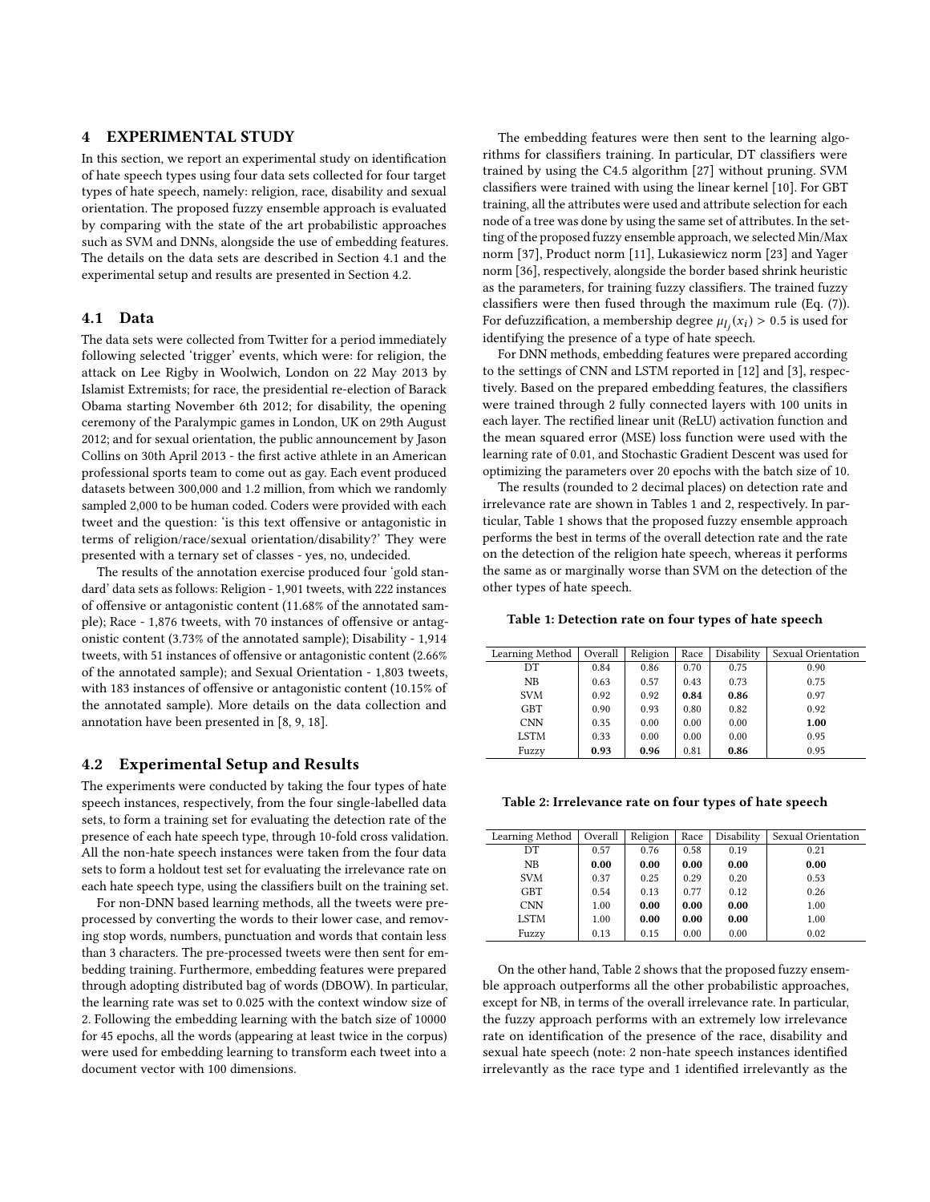## 4 EXPERIMENTAL STUDY

In this section, we report an experimental study on identification of hate speech types using four data sets collected for four target types of hate speech, namely: religion, race, disability and sexual orientation. The proposed fuzzy ensemble approach is evaluated by comparing with the state of the art probabilistic approaches such as SVM and DNNs, alongside the use of embedding features. The details on the data sets are described in Section 4.1 and the experimental setup and results are presented in Section 4.2.

### 4.1 Data

The data sets were collected from Twitter for a period immediately following selected 'trigger' events, which were: for religion, the attack on Lee Rigby in Woolwich, London on 22 May 2013 by Islamist Extremists; for race, the presidential re-election of Barack Obama starting November 6th 2012; for disability, the opening ceremony of the Paralympic games in London, UK on 29th August 2012; and for sexual orientation, the public announcement by Jason Collins on 30th April 2013 - the first active athlete in an American professional sports team to come out as gay. Each event produced datasets between 300,000 and 1.2 million, from which we randomly sampled 2,000 to be human coded. Coders were provided with each tweet and the question: 'is this text offensive or antagonistic in terms of religion/race/sexual orientation/disability?' They were presented with a ternary set of classes - yes, no, undecided.

The results of the annotation exercise produced four 'gold standard' data sets as follows: Religion - 1,901 tweets, with 222 instances of offensive or antagonistic content (11.68% of the annotated sample); Race - 1,876 tweets, with 70 instances of offensive or antagonistic content (3.73% of the annotated sample); Disability - 1,914 tweets, with 51 instances of offensive or antagonistic content (2.66% of the annotated sample); and Sexual Orientation - 1,803 tweets, with 183 instances of offensive or antagonistic content (10.15% of the annotated sample). More details on the data collection and annotation have been presented in [8, 9, 18].

### 4.2 Experimental Setup and Results

The experiments were conducted by taking the four types of hate speech instances, respectively, from the four single-labelled data sets, to form a training set for evaluating the detection rate of the presence of each hate speech type, through 10-fold cross validation. All the non-hate speech instances were taken from the four data sets to form a holdout test set for evaluating the irrelevance rate on each hate speech type, using the classifiers built on the training set.

For non-DNN based learning methods, all the tweets were preprocessed by converting the words to their lower case, and removing stop words, numbers, punctuation and words that contain less than 3 characters. The pre-processed tweets were then sent for embedding training. Furthermore, embedding features were prepared through adopting distributed bag of words (DBOW). In particular, the learning rate was set to 0.025 with the context window size of 2. Following the embedding learning with the batch size of 10000 for 45 epochs, all the words (appearing at least twice in the corpus) were used for embedding learning to transform each tweet into a document vector with 100 dimensions.

The embedding features were then sent to the learning algorithms for classifiers training. In particular, DT classifiers were trained by using the C4.5 algorithm [27] without pruning. SVM classifiers were trained with using the linear kernel [10]. For GBT training, all the attributes were used and attribute selection for each node of a tree was done by using the same set of attributes. In the setting of the proposed fuzzy ensemble approach, we selected Min/Max norm [37], Product norm [11], Lukasiewicz norm [23] and Yager norm [36], respectively, alongside the border based shrink heuristic as the parameters, for training fuzzy classifiers. The trained fuzzy classifiers were then fused through the maximum rule (Eq. (7)). For defuzzification, a membership degree $\mu_{l_j}(x_i) > 0.5$ is used for identifying the presence of a type of hate speech.

For DNN methods, embedding features were prepared according to the settings of CNN and LSTM reported in [12] and [3], respectively. Based on the prepared embedding features, the classifiers were trained through 2 fully connected layers with 100 units in each layer. The rectified linear unit (ReLU) activation function and the mean squared error (MSE) loss function were used with the learning rate of 0.01, and Stochastic Gradient Descent was used for optimizing the parameters over 20 epochs with the batch size of 10.

The results (rounded to 2 decimal places) on detection rate and irrelevance rate are shown in Tables 1 and 2, respectively. In particular, Table 1 shows that the proposed fuzzy ensemble approach performs the best in terms of the overall detection rate and the rate on the detection of the religion hate speech, whereas it performs the same as or marginally worse than SVM on the detection of the other types of hate speech.

**Table 1: Detection rate on four types of hate speech**

| Learning Method | Overall | Religion | Race | Disability | Sexual Orientation |
|---|---|---|---|---|---|
| DT | 0.84 | 0.86 | 0.70 | 0.75 | 0.90 |
| NB | 0.63 | 0.57 | 0.43 | 0.73 | 0.75 |
| SVM | 0.92 | 0.92 | **0.84** | **0.86** | 0.97 |
| GBT | 0.90 | 0.93 | 0.80 | 0.82 | 0.92 |
| CNN | 0.35 | 0.00 | 0.00 | 0.00 | **1.00** |
| LSTM | 0.33 | 0.00 | 0.00 | 0.00 | 0.95 |
| Fuzzy | **0.93** | **0.96** | 0.81 | **0.86** | 0.95 |

**Table 2: Irrelevance rate on four types of hate speech**

| Learning Method | Overall | Religion | Race | Disability | Sexual Orientation |
|---|---|---|---|---|---|
| DT | 0.57 | 0.76 | 0.58 | 0.19 | 0.21 |
| NB | **0.00** | **0.00** | **0.00** | **0.00** | **0.00** |
| SVM | 0.37 | 0.25 | 0.29 | 0.20 | 0.53 |
| GBT | 0.54 | 0.13 | 0.77 | 0.12 | 0.26 |
| CNN | 1.00 | **0.00** | **0.00** | **0.00** | 1.00 |
| LSTM | 1.00 | **0.00** | **0.00** | **0.00** | 1.00 |
| Fuzzy | 0.13 | 0.15 | 0.00 | 0.00 | 0.02 |

On the other hand, Table 2 shows that the proposed fuzzy ensemble approach outperforms all the other probabilistic approaches, except for NB, in terms of the overall irrelevance rate. In particular, the fuzzy approach performs with an extremely low irrelevance rate on identification of the presence of the race, disability and sexual hate speech (note: 2 non-hate speech instances identified irrelevantly as the race type and 1 identified irrelevantly as the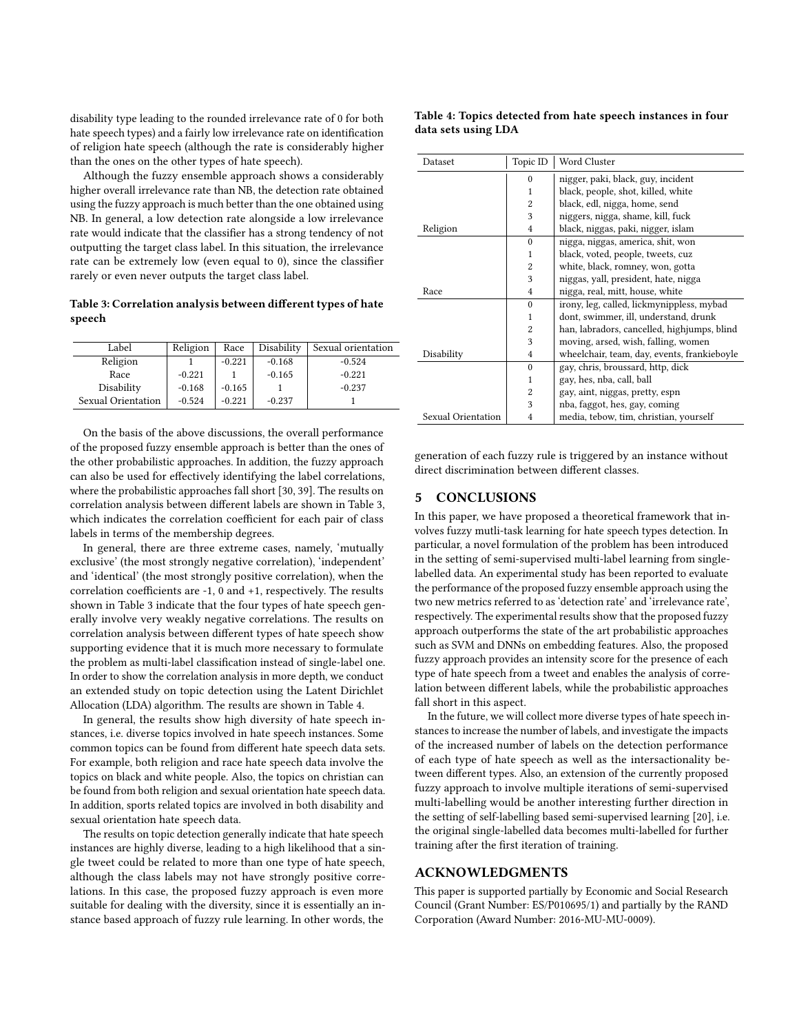disability type leading to the rounded irrelevance rate of 0 for both hate speech types) and a fairly low irrelevance rate on identification of religion hate speech (although the rate is considerably higher than the ones on the other types of hate speech).

Although the fuzzy ensemble approach shows a considerably higher overall irrelevance rate than NB, the detection rate obtained using the fuzzy approach is much better than the one obtained using NB. In general, a low detection rate alongside a low irrelevance rate would indicate that the classifier has a strong tendency of not outputting the target class label. In this situation, the irrelevance rate can be extremely low (even equal to 0), since the classifier rarely or even never outputs the target class label.

**Table 3: Correlation analysis between different types of hate speech**

| Label | Religion | Race | Disability | Sexual orientation |
|---|---|---|---|---|
| Religion | 1 | -0.221 | -0.168 | -0.524 |
| Race | -0.221 | 1 | -0.165 | -0.221 |
| Disability | -0.168 | -0.165 | 1 | -0.237 |
| Sexual Orientation | -0.524 | -0.221 | -0.237 | 1 |

On the basis of the above discussions, the overall performance of the proposed fuzzy ensemble approach is better than the ones of the other probabilistic approaches. In addition, the fuzzy approach can also be used for effectively identifying the label correlations, where the probabilistic approaches fall short [30, 39]. The results on correlation analysis between different labels are shown in Table 3, which indicates the correlation coefficient for each pair of class labels in terms of the membership degrees.

In general, there are three extreme cases, namely, 'mutually exclusive' (the most strongly negative correlation), 'independent' and 'identical' (the most strongly positive correlation), when the correlation coefficients are -1, 0 and +1, respectively. The results shown in Table 3 indicate that the four types of hate speech generally involve very weakly negative correlations. The results on correlation analysis between different types of hate speech show supporting evidence that it is much more necessary to formulate the problem as multi-label classification instead of single-label one. In order to show the correlation analysis in more depth, we conduct an extended study on topic detection using the Latent Dirichlet Allocation (LDA) algorithm. The results are shown in Table 4.

In general, the results show high diversity of hate speech instances, i.e. diverse topics involved in hate speech instances. Some common topics can be found from different hate speech data sets. For example, both religion and race hate speech data involve the topics on black and white people. Also, the topics on christian can be found from both religion and sexual orientation hate speech data. In addition, sports related topics are involved in both disability and sexual orientation hate speech data.

The results on topic detection generally indicate that hate speech instances are highly diverse, leading to a high likelihood that a single tweet could be related to more than one type of hate speech, although the class labels may not have strongly positive correlations. In this case, the proposed fuzzy approach is even more suitable for dealing with the diversity, since it is essentially an instance based approach of fuzzy rule learning. In other words, the generation of each fuzzy rule is triggered by an instance without direct discrimination between different classes.

**Table 4: Topics detected from hate speech instances in four data sets using LDA**

| Dataset | Topic ID | Word Cluster |
|---|---|---|
| Religion | 0 | nigger, paki, black, guy, incident |
| | 1 | black, people, shot, killed, white |
| | 2 | black, edl, nigga, home, send |
| | 3 | niggers, nigga, shame, kill, fuck |
| | 4 | black, niggas, paki, nigger, islam |
| Race | 0 | nigga, niggas, america, shit, won |
| | 1 | black, voted, people, tweets, cuz |
| | 2 | white, black, romney, won, gotta |
| | 3 | niggas, yall, president, hate, nigga |
| | 4 | nigga, real, mitt, house, white |
| Disability | 0 | irony, leg, called, lickmynippless, mybad |
| | 1 | dont, swimmer, ill, understand, drunk |
| | 2 | han, labradors, cancelled, highjumps, blind |
| | 3 | moving, arsed, wish, falling, women |
| | 4 | wheelchair, team, day, events, frankieboyle |
| Sexual Orientation | 0 | gay, chris, broussard, http, dick |
| | 1 | gay, hes, nba, call, ball |
| | 2 | gay, aint, niggas, pretty, espn |
| | 3 | nba, faggot, hes, gay, coming |
| | 4 | media, tebow, tim, christian, yourself |

## 5 CONCLUSIONS

In this paper, we have proposed a theoretical framework that involves fuzzy mutli-task learning for hate speech types detection. In particular, a novel formulation of the problem has been introduced in the setting of semi-supervised multi-label learning from single-labelled data. An experimental study has been reported to evaluate the performance of the proposed fuzzy ensemble approach using the two new metrics referred to as 'detection rate' and 'irrelevance rate', respectively. The experimental results show that the proposed fuzzy approach outperforms the state of the art probabilistic approaches such as SVM and DNNs on embedding features. Also, the proposed fuzzy approach provides an intensity score for the presence of each type of hate speech from a tweet and enables the analysis of correlation between different labels, while the probabilistic approaches fall short in this aspect.

In the future, we will collect more diverse types of hate speech instances to increase the number of labels, and investigate the impacts of the increased number of labels on the detection performance of each type of hate speech as well as the intersactionality between different types. Also, an extension of the currently proposed fuzzy approach to involve multiple iterations of semi-supervised multi-labelling would be another interesting further direction in the setting of self-labelling based semi-supervised learning [20], i.e. the original single-labelled data becomes multi-labelled for further training after the first iteration of training.

## ACKNOWLEDGMENTS

This paper is supported partially by Economic and Social Research Council (Grant Number: ES/P010695/1) and partially by the RAND Corporation (Award Number: 2016-MU-MU-0009).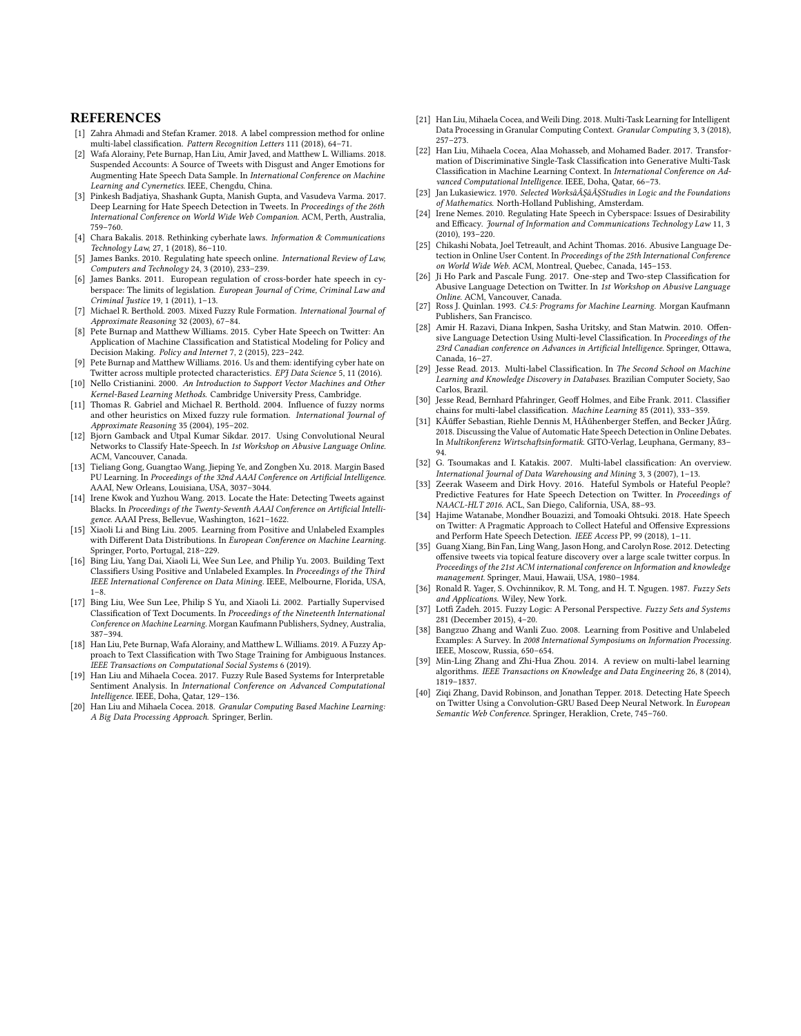# REFERENCES

[1] Zahra Ahmadi and Stefan Kramer. 2018. A label compression method for online multi-label classification. *Pattern Recognition Letters* 111 (2018), 64–71.

[2] Wafa Alorainy, Pete Burnap, Han Liu, Amir Javed, and Matthew L. Williams. 2018. Suspended Accounts: A Source of Tweets with Disgust and Anger Emotions for Augmenting Hate Speech Data Sample. In *International Conference on Machine Learning and Cynernetics*. IEEE, Chengdu, China.

[3] Pinkesh Badjatiya, Shashank Gupta, Manish Gupta, and Vasudeva Varma. 2017. Deep Learning for Hate Speech Detection in Tweets. In *Proceedings of the 26th International Conference on World Wide Web Companion*. ACM, Perth, Australia, 759–760.

[4] Chara Bakalis. 2018. Rethinking cyberhate laws. *Information & Communications Technology Law*, 27, 1 (2018), 86–110.

[5] James Banks. 2010. Regulating hate speech online. *International Review of Law, Computers and Technology* 24, 3 (2010), 233–239.

[6] James Banks. 2011. European regulation of cross-border hate speech in cyberspace: The limits of legislation. *European Journal of Crime, Criminal Law and Criminal Justice* 19, 1 (2011), 1–13.

[7] Michael R. Berthold. 2003. Mixed Fuzzy Rule Formation. *International Journal of Approximate Reasoning* 32 (2003), 67–84.

[8] Pete Burnap and Matthew Williams. 2015. Cyber Hate Speech on Twitter: An Application of Machine Classification and Statistical Modeling for Policy and Decision Making. *Policy and Internet* 7, 2 (2015), 223–242.

[9] Pete Burnap and Matthew Williams. 2016. Us and them: identifying cyber hate on Twitter across multiple protected characteristics. *EPJ Data Science* 5, 11 (2016).

[10] Nello Cristianini. 2000. *An Introduction to Support Vector Machines and Other Kernel-Based Learning Methods*. Cambridge University Press, Cambridge.

[11] Thomas R. Gabriel and Michael R. Berthold. 2004. Influence of fuzzy norms and other heuristics on Mixed fuzzy rule formation. *International Journal of Approximate Reasoning* 35 (2004), 195–202.

[12] Bjorn Gamback and Utpal Kumar Sikdar. 2017. Using Convolutional Neural Networks to Classify Hate-Speech. In *1st Workshop on Abusive Language Online*. ACM, Vancouver, Canada.

[13] Tieliang Gong, Guangtao Wang, Jieping Ye, and Zongben Xu. 2018. Margin Based PU Learning. In *Proceedings of the 32nd AAAI Conference on Artificial Intelligence*. AAAI, New Orleans, Louisiana, USA, 3037–3044.

[14] Irene Kwok and Yuzhou Wang. 2013. Locate the Hate: Detecting Tweets against Blacks. In *Proceedings of the Twenty-Seventh AAAI Conference on Artificial Intelligence*. AAAI Press, Bellevue, Washington, 1621–1622.

[15] Xiaoli Li and Bing Liu. 2005. Learning from Positive and Unlabeled Examples with Different Data Distributions. In *European Conference on Machine Learning*. Springer, Porto, Portugal, 218–229.

[16] Bing Liu, Yang Dai, Xiaoli Li, Wee Sun Lee, and Philip Yu. 2003. Building Text Classifiers Using Positive and Unlabeled Examples. In *Proceedings of the Third IEEE International Conference on Data Mining*. IEEE, Melbourne, Florida, USA, 1–8.

[17] Bing Liu, Wee Sun Lee, Philip S Yu, and Xiaoli Li. 2002. Partially Supervised Classification of Text Documents. In *Proceedings of the Nineteenth International Conference on Machine Learning*. Morgan Kaufmann Publishers, Sydney, Australia, 387–394.

[18] Han Liu, Pete Burnap, Wafa Alorainy, and Matthew L. Williams. 2019. A Fuzzy Approach to Text Classification with Two Stage Training for Ambiguous Instances. *IEEE Transactions on Computational Social Systems* 6 (2019).

[19] Han Liu and Mihaela Cocea. 2017. Fuzzy Rule Based Systems for Interpretable Sentiment Analysis. In *International Conference on Advanced Computational Intelligence*. IEEE, Doha, Qatar, 129–136.

[20] Han Liu and Mihaela Cocea. 2018. *Granular Computing Based Machine Learning: A Big Data Processing Approach*. Springer, Berlin.

[21] Han Liu, Mihaela Cocea, and Weili Ding. 2018. Multi-Task Learning for Intelligent Data Processing in Granular Computing Context. *Granular Computing* 3, 3 (2018), 257–273.

[22] Han Liu, Mihaela Cocea, Alaa Mohasseb, and Mohamed Bader. 2017. Transformation of Discriminative Single-Task Classification into Generative Multi-Task Classification in Machine Learning Context. In *International Conference on Advanced Computational Intelligence*. IEEE, Doha, Qatar, 66–73.

[23] Jan Lukasiewicz. 1970. *Selected WorksâĂŞâĂŞStudies in Logic and the Foundations of Mathematics*. North-Holland Publishing, Amsterdam.

[24] Irene Nemes. 2010. Regulating Hate Speech in Cyberspace: Issues of Desirability and Efficacy. *Journal of Information and Communications Technology Law* 11, 3 (2010), 193–220.

[25] Chikashi Nobata, Joel Tetreault, and Achint Thomas. 2016. Abusive Language Detection in Online User Content. In *Proceedings of the 25th International Conference on World Wide Web*. ACM, Montreal, Quebec, Canada, 145–153.

[26] Ji Ho Park and Pascale Fung. 2017. One-step and Two-step Classification for Abusive Language Detection on Twitter. In *1st Workshop on Abusive Language Online*. ACM, Vancouver, Canada.

[27] Ross J. Quinlan. 1993. *C4.5: Programs for Machine Learning*. Morgan Kaufmann Publishers, San Francisco.

[28] Amir H. Razavi, Diana Inkpen, Sasha Uritsky, and Stan Matwin. 2010. Offensive Language Detection Using Multi-level Classification. In *Proceedings of the 23rd Canadian conference on Advances in Artificial Intelligence*. Springer, Ottawa, Canada, 16–27.

[29] Jesse Read. 2013. Multi-label Classification. In *The Second School on Machine Learning and Knowledge Discovery in Databases*. Brazilian Computer Society, Sao Carlos, Brazil.

[30] Jesse Read, Bernhard Pfahringer, Geoff Holmes, and Eibe Frank. 2011. Classifier chains for multi-label classification. *Machine Learning* 85 (2011), 333–359.

[31] KÃűffer Sebastian, Riehle Dennis M, HÃűhenberger Steffen, and Becker JÃűrg. 2018. Discussing the Value of Automatic Hate Speech Detection in Online Debates. In *Multikonferenz Wirtschaftsinformatik*. GITO-Verlag, Leuphana, Germany, 83–94.

[32] G. Tsoumakas and I. Katakis. 2007. Multi-label classification: An overview. *International Journal of Data Warehousing and Mining* 3, 3 (2007), 1–13.

[33] Zeerak Waseem and Dirk Hovy. 2016. Hateful Symbols or Hateful People? Predictive Features for Hate Speech Detection on Twitter. In *Proceedings of NAACL-HLT 2016*. ACL, San Diego, California, USA, 88–93.

[34] Hajime Watanabe, Mondher Bouazizi, and Tomoaki Ohtsuki. 2018. Hate Speech on Twitter: A Pragmatic Approach to Collect Hateful and Offensive Expressions and Perform Hate Speech Detection. *IEEE Access* PP, 99 (2018), 1–11.

[35] Guang Xiang, Bin Fan, Ling Wang, Jason Hong, and Carolyn Rose. 2012. Detecting offensive tweets via topical feature discovery over a large scale twitter corpus. In *Proceedings of the 21st ACM international conference on Information and knowledge management*. Springer, Maui, Hawaii, USA, 1980–1984.

[36] Ronald R. Yager, S. Ovchinnikov, R. M. Tong, and H. T. Ngugen. 1987. *Fuzzy Sets and Applications*. Wiley, New York.

[37] Lotfi Zadeh. 2015. Fuzzy Logic: A Personal Perspective. *Fuzzy Sets and Systems* 281 (December 2015), 4–20.

[38] Bangzuo Zhang and Wanli Zuo. 2008. Learning from Positive and Unlabeled Examples: A Survey. In *2008 International Symposiums on Information Processing*. IEEE, Moscow, Russia, 650–654.

[39] Min-Ling Zhang and Zhi-Hua Zhou. 2014. A review on multi-label learning algorithms. *IEEE Transactions on Knowledge and Data Engineering* 26, 8 (2014), 1819–1837.

[40] Ziqi Zhang, David Robinson, and Jonathan Tepper. 2018. Detecting Hate Speech on Twitter Using a Convolution-GRU Based Deep Neural Network. In *European Semantic Web Conference*. Springer, Heraklion, Crete, 745–760.